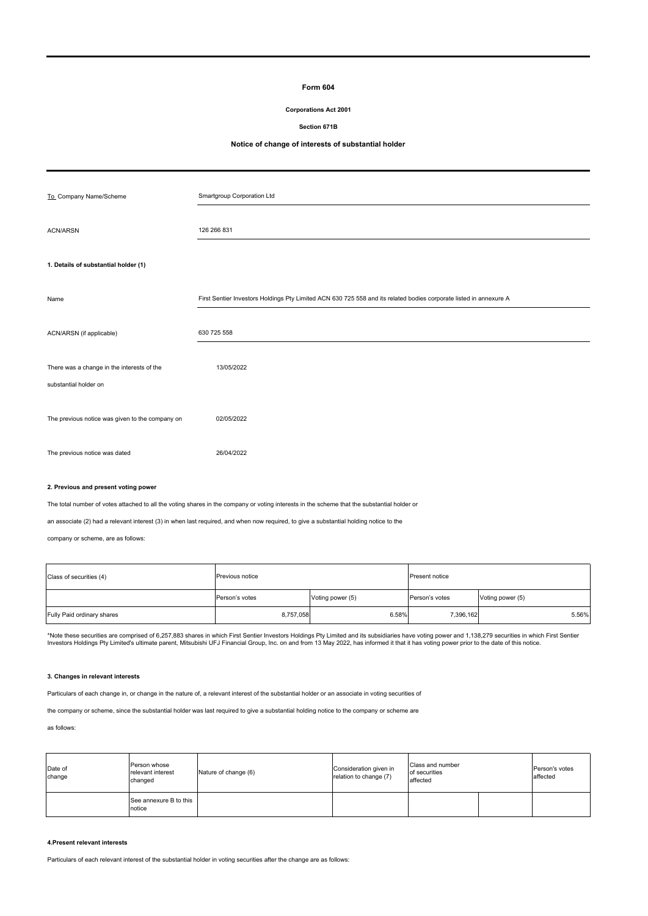# Form 604

**Corporations Act 2001**

**Section 671B**

**Notice of change of interests of substantial holder**

| To Company Name/Scheme | Smartgroup Corporation Ltd |
|---|---|
| ACN/ARSN | 126 266 831 |

**1. Details of substantial holder (1)**

| Name | First Sentier Investors Holdings Pty Limited ACN 630 725 558 and its related bodies corporate listed in annexure A |
|---|---|
| ACN/ARSN (if applicable) | 630 725 558 |
| There was a change in the interests of the substantial holder on | 13/05/2022 |
| The previous notice was given to the company on | 02/05/2022 |
| The previous notice was dated | 26/04/2022 |

**2. Previous and present voting power**

The total number of votes attached to all the voting shares in the company or voting interests in the scheme that the substantial holder or an associate (2) had a relevant interest (3) in when last required, and when now required, to give a substantial holding notice to the company or scheme, are as follows:

| Class of securities (4) | Previous notice | | Present notice | |
|---|---|---|---|---|
| | Person's votes | Voting power (5) | Person's votes | Voting power (5) |
| Fully Paid ordinary shares | 8,757,058 | 6.58% | 7,396,162 | 5.56% |

*Note these securities are comprised of 6,257,883 shares in which First Sentier Investors Holdings Pty Limited and its subsidiaries have voting power and 1,138,279 securities in which First Sentier Investors Holdings Pty Limited's ultimate parent, Mitsubishi UFJ Financial Group, Inc. on and from 13 May 2022, has informed it that it has voting power prior to the date of this notice.

**3. Changes in relevant interests**

Particulars of each change in, or change in the nature of, a relevant interest of the substantial holder or an associate in voting securities of the company or scheme, since the substantial holder was last required to give a substantial holding notice to the company or scheme are as follows:

| Date of change | Person whose relevant interest changed | Nature of change (6) | Consideration given in relation to change (7) | Class and number of securities affected | | Person's votes affected |
|---|---|---|---|---|---|---|
| | See annexure B to this notice | | | | | |

**4.Present relevant interests**

Particulars of each relevant interest of the substantial holder in voting securities after the change are as follows: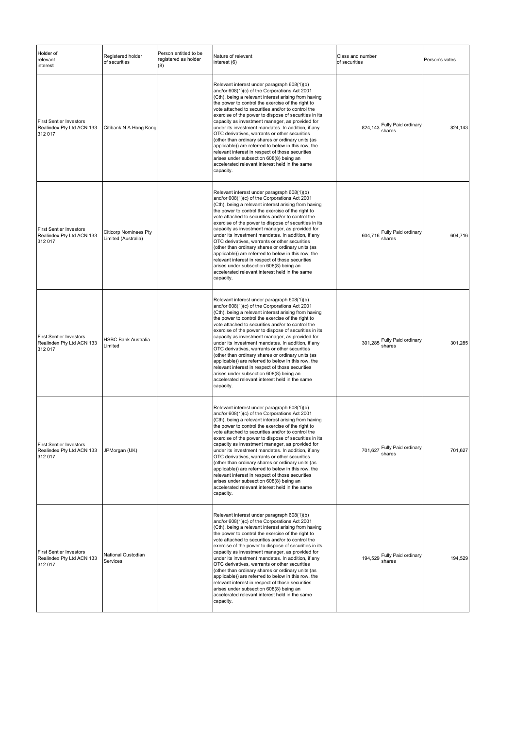| Holder of relevant interest | Registered holder of securities | Person entitled to be registered as holder (8) | Nature of relevant interest (6) | Class and number of securities | Person's votes |
| --- | --- | --- | --- | --- | --- |
| First Sentier Investors Realindex Pty Ltd ACN 133 312 017 | Citibank N A Hong Kong | | Relevant interest under paragraph 608(1)(b) and/or 608(1)(c) of the Corporations Act 2001 (Cth), being a relevant interest arising from having the power to control the exercise of the right to vote attached to securities and/or to control the exercise of the power to dispose of securities in its capacity as investment manager, as provided for under its investment mandates. In addition, if any OTC derivatives, warrants or other securities (other than ordinary shares or ordinary units (as applicable)) are referred to below in this row, the relevant interest in respect of those securities arises under subsection 608(8) being an accelerated relevant interest held in the same capacity. | 824,143 Fully Paid ordinary shares | 824,143 |
| First Sentier Investors Realindex Pty Ltd ACN 133 312 017 | Citicorp Nominees Pty Limited (Australia) | | Relevant interest under paragraph 608(1)(b) and/or 608(1)(c) of the Corporations Act 2001 (Cth), being a relevant interest arising from having the power to control the exercise of the right to vote attached to securities and/or to control the exercise of the power to dispose of securities in its capacity as investment manager, as provided for under its investment mandates. In addition, if any OTC derivatives, warrants or other securities (other than ordinary shares or ordinary units (as applicable)) are referred to below in this row, the relevant interest in respect of those securities arises under subsection 608(8) being an accelerated relevant interest held in the same capacity. | 604,716 Fully Paid ordinary shares | 604,716 |
| First Sentier Investors Realindex Pty Ltd ACN 133 312 017 | HSBC Bank Australia Limited | | Relevant interest under paragraph 608(1)(b) and/or 608(1)(c) of the Corporations Act 2001 (Cth), being a relevant interest arising from having the power to control the exercise of the right to vote attached to securities and/or to control the exercise of the power to dispose of securities in its capacity as investment manager, as provided for under its investment mandates. In addition, if any OTC derivatives, warrants or other securities (other than ordinary shares or ordinary units (as applicable)) are referred to below in this row, the relevant interest in respect of those securities arises under subsection 608(8) being an accelerated relevant interest held in the same capacity. | 301,285 Fully Paid ordinary shares | 301,285 |
| First Sentier Investors Realindex Pty Ltd ACN 133 312 017 | JPMorgan (UK) | | Relevant interest under paragraph 608(1)(b) and/or 608(1)(c) of the Corporations Act 2001 (Cth), being a relevant interest arising from having the power to control the exercise of the right to vote attached to securities and/or to control the exercise of the power to dispose of securities in its capacity as investment manager, as provided for under its investment mandates. In addition, if any OTC derivatives, warrants or other securities (other than ordinary shares or ordinary units (as applicable)) are referred to below in this row, the relevant interest in respect of those securities arises under subsection 608(8) being an accelerated relevant interest held in the same capacity. | 701,627 Fully Paid ordinary shares | 701,627 |
| First Sentier Investors Realindex Pty Ltd ACN 133 312 017 | National Custodian Services | | Relevant interest under paragraph 608(1)(b) and/or 608(1)(c) of the Corporations Act 2001 (Cth), being a relevant interest arising from having the power to control the exercise of the right to vote attached to securities and/or to control the exercise of the power to dispose of securities in its capacity as investment manager, as provided for under its investment mandates. In addition, if any OTC derivatives, warrants or other securities (other than ordinary shares or ordinary units (as applicable)) are referred to below in this row, the relevant interest in respect of those securities arises under subsection 608(8) being an accelerated relevant interest held in the same capacity. | 194,529 Fully Paid ordinary shares | 194,529 |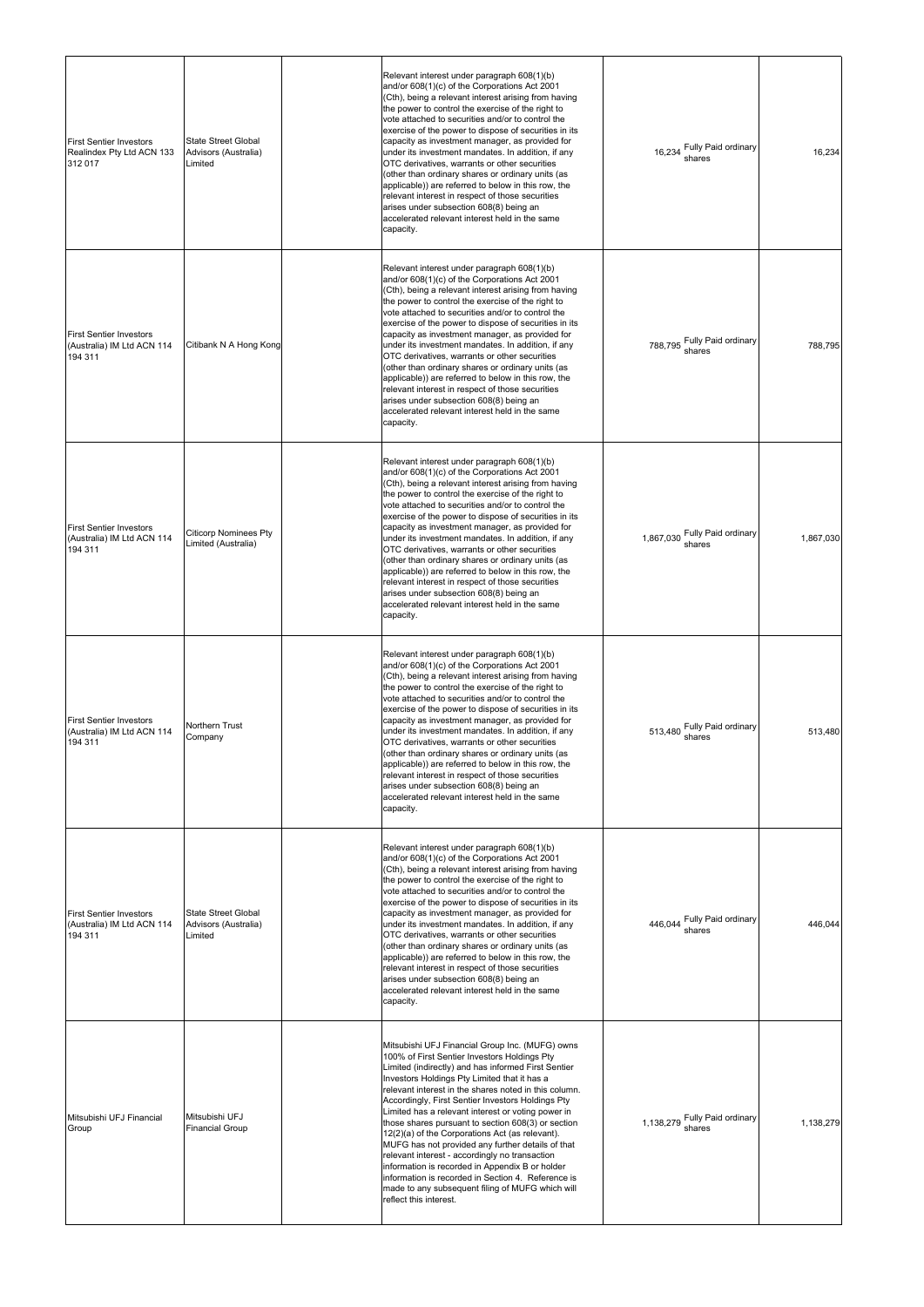| | | | | | |
|---|---|---|---|---|---|
| First Sentier Investors Realindex Pty Ltd ACN 133 312 017 | State Street Global Advisors (Australia) Limited | | Relevant interest under paragraph 608(1)(b) and/or 608(1)(c) of the Corporations Act 2001 (Cth), being a relevant interest arising from having the power to control the exercise of the right to vote attached to securities and/or to control the exercise of the power to dispose of securities in its capacity as investment manager, as provided for under its investment mandates. In addition, if any OTC derivatives, warrants or other securities (other than ordinary shares or ordinary units (as applicable)) are referred to below in this row, the relevant interest in respect of those securities arises under subsection 608(8) being an accelerated relevant interest held in the same capacity. | 16,234 Fully Paid ordinary shares | 16,234 |
| First Sentier Investors (Australia) IM Ltd ACN 114 194 311 | Citibank N A Hong Kong | | Relevant interest under paragraph 608(1)(b) and/or 608(1)(c) of the Corporations Act 2001 (Cth), being a relevant interest arising from having the power to control the exercise of the right to vote attached to securities and/or to control the exercise of the power to dispose of securities in its capacity as investment manager, as provided for under its investment mandates. In addition, if any OTC derivatives, warrants or other securities (other than ordinary shares or ordinary units (as applicable)) are referred to below in this row, the relevant interest in respect of those securities arises under subsection 608(8) being an accelerated relevant interest held in the same capacity. | 788,795 Fully Paid ordinary shares | 788,795 |
| First Sentier Investors (Australia) IM Ltd ACN 114 194 311 | Citicorp Nominees Pty Limited (Australia) | | Relevant interest under paragraph 608(1)(b) and/or 608(1)(c) of the Corporations Act 2001 (Cth), being a relevant interest arising from having the power to control the exercise of the right to vote attached to securities and/or to control the exercise of the power to dispose of securities in its capacity as investment manager, as provided for under its investment mandates. In addition, if any OTC derivatives, warrants or other securities (other than ordinary shares or ordinary units (as applicable)) are referred to below in this row, the relevant interest in respect of those securities arises under subsection 608(8) being an accelerated relevant interest held in the same capacity. | 1,867,030 Fully Paid ordinary shares | 1,867,030 |
| First Sentier Investors (Australia) IM Ltd ACN 114 194 311 | Northern Trust Company | | Relevant interest under paragraph 608(1)(b) and/or 608(1)(c) of the Corporations Act 2001 (Cth), being a relevant interest arising from having the power to control the exercise of the right to vote attached to securities and/or to control the exercise of the power to dispose of securities in its capacity as investment manager, as provided for under its investment mandates. In addition, if any OTC derivatives, warrants or other securities (other than ordinary shares or ordinary units (as applicable)) are referred to below in this row, the relevant interest in respect of those securities arises under subsection 608(8) being an accelerated relevant interest held in the same capacity. | 513,480 Fully Paid ordinary shares | 513,480 |
| First Sentier Investors (Australia) IM Ltd ACN 114 194 311 | State Street Global Advisors (Australia) Limited | | Relevant interest under paragraph 608(1)(b) and/or 608(1)(c) of the Corporations Act 2001 (Cth), being a relevant interest arising from having the power to control the exercise of the right to vote attached to securities and/or to control the exercise of the power to dispose of securities in its capacity as investment manager, as provided for under its investment mandates. In addition, if any OTC derivatives, warrants or other securities (other than ordinary shares or ordinary units (as applicable)) are referred to below in this row, the relevant interest in respect of those securities arises under subsection 608(8) being an accelerated relevant interest held in the same capacity. | 446,044 Fully Paid ordinary shares | 446,044 |
| Mitsubishi UFJ Financial Group | Mitsubishi UFJ Financial Group | | Mitsubishi UFJ Financial Group Inc. (MUFG) owns 100% of First Sentier Investors Holdings Pty Limited (indirectly) and has informed First Sentier Investors Holdings Pty Limited that it has a relevant interest in the shares noted in this column. Accordingly, First Sentier Investors Holdings Pty Limited has a relevant interest or voting power in those shares pursuant to section 608(3) or section 12(2)(a) of the Corporations Act (as relevant). MUFG has not provided any further details of that relevant interest - accordingly no transaction information is recorded in Appendix B or holder information is recorded in Section 4. Reference is made to any subsequent filing of MUFG which will reflect this interest. | 1,138,279 Fully Paid ordinary shares | 1,138,279 |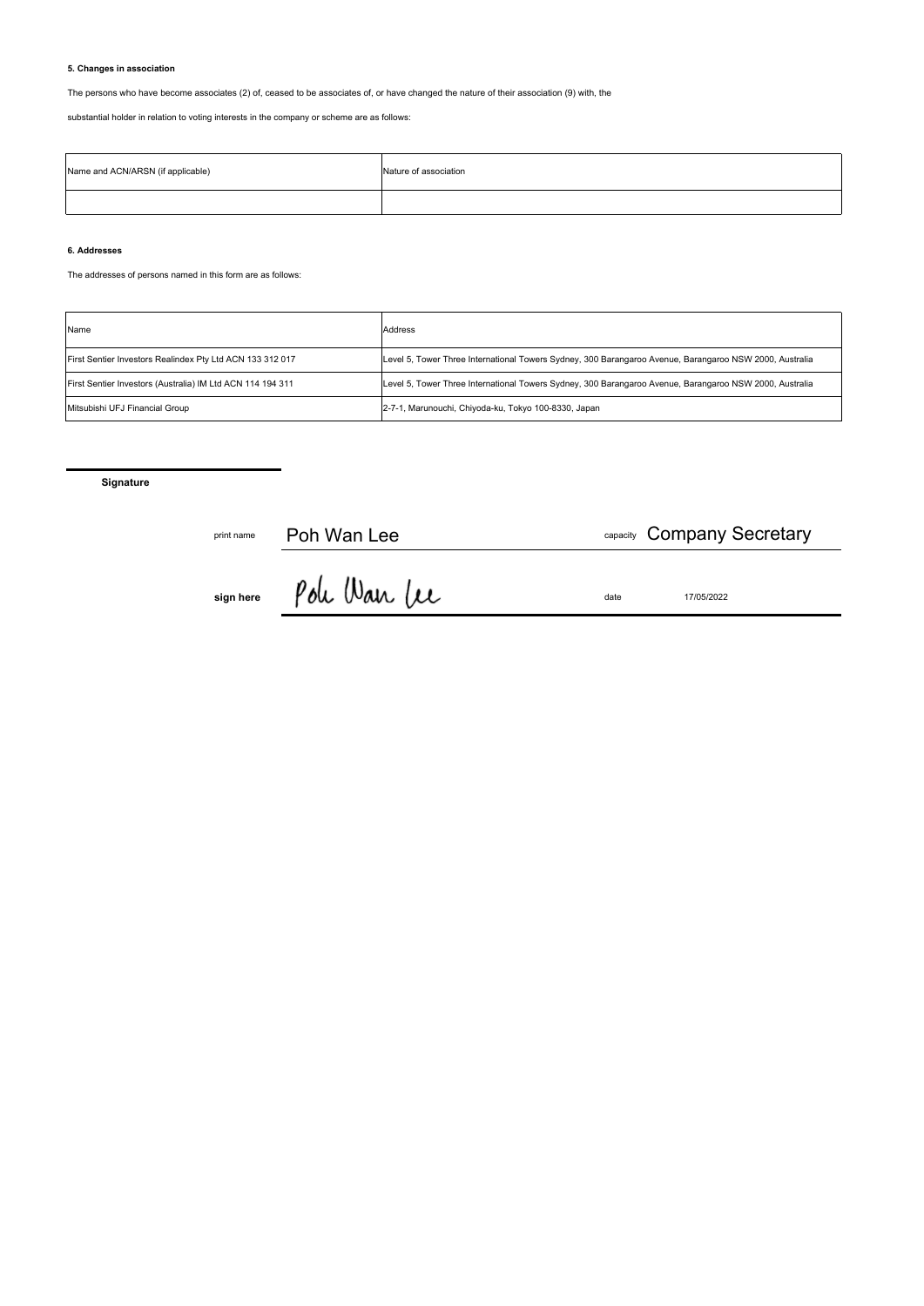#### 5. Changes in association

The persons who have become associates (2) of, ceased to be associates of, or have changed the nature of their association (9) with, the

substantial holder in relation to voting interests in the company or scheme are as follows:

| Name and ACN/ARSN (if applicable) | Nature of association |
| --- | --- |
| | |

#### 6. Addresses

The addresses of persons named in this form are as follows:

| Name | Address |
| --- | --- |
| First Sentier Investors Realindex Pty Ltd ACN 133 312 017 | Level 5, Tower Three International Towers Sydney, 300 Barangaroo Avenue, Barangaroo NSW 2000, Australia |
| First Sentier Investors (Australia) IM Ltd ACN 114 194 311 | Level 5, Tower Three International Towers Sydney, 300 Barangaroo Avenue, Barangaroo NSW 2000, Australia |
| Mitsubishi UFJ Financial Group | 2-7-1, Marunouchi, Chiyoda-ku, Tokyo 100-8330, Japan |

**Signature**

print name Poh Wan Lee capacity Company Secretary

**sign here** Poh Wan Lee date 17/05/2022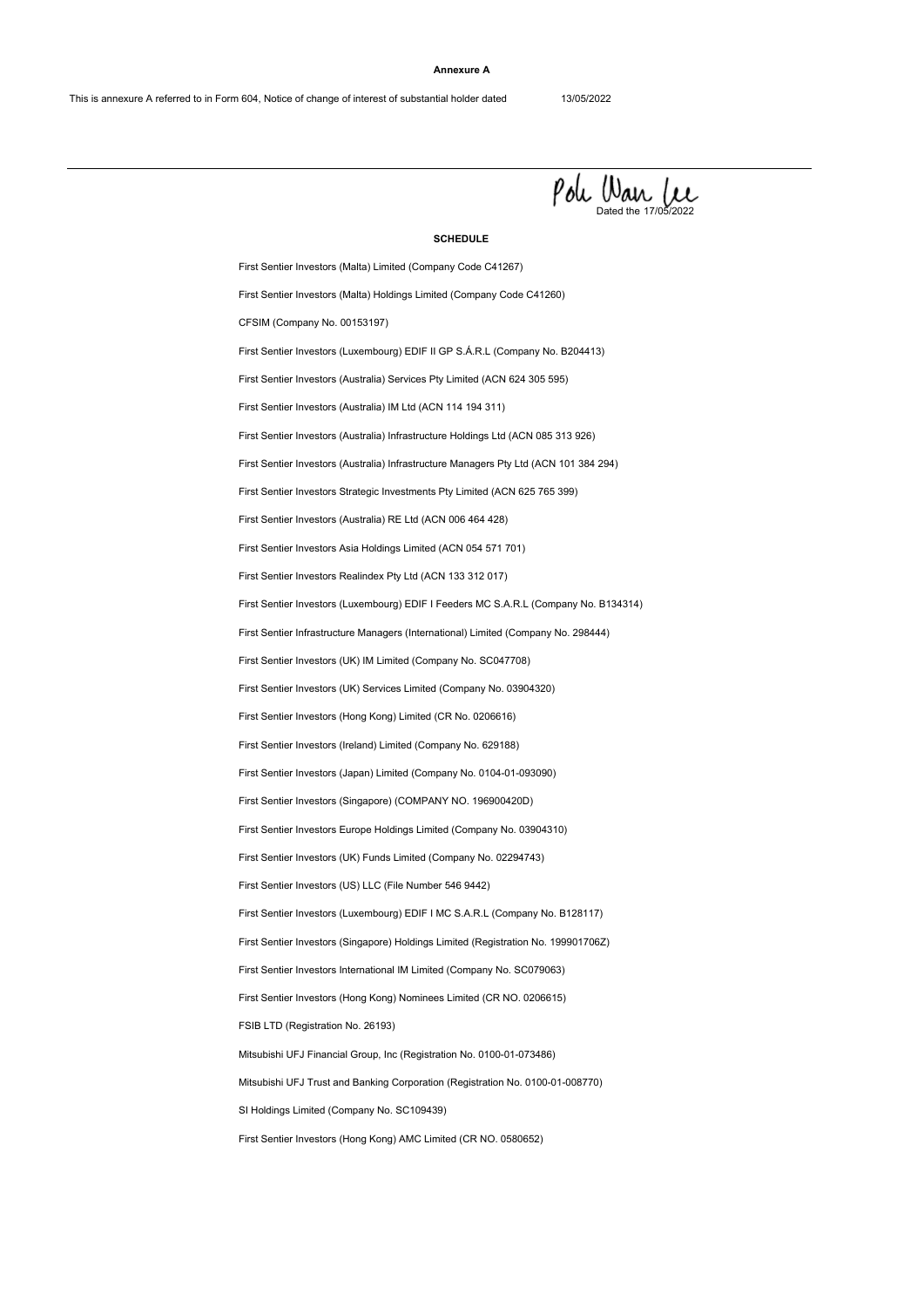**Annexure A**

This is annexure A referred to in Form 604, Notice of change of interest of substantial holder dated 13/05/2022

Poh Wan Lee
Dated the 17/05/2022

**SCHEDULE**

First Sentier Investors (Malta) Limited (Company Code C41267)

First Sentier Investors (Malta) Holdings Limited (Company Code C41260)

CFSIM (Company No. 00153197)

First Sentier Investors (Luxembourg) EDIF II GP S.Á.R.L (Company No. B204413)

First Sentier Investors (Australia) Services Pty Limited (ACN 624 305 595)

First Sentier Investors (Australia) IM Ltd (ACN 114 194 311)

First Sentier Investors (Australia) Infrastructure Holdings Ltd (ACN 085 313 926)

First Sentier Investors (Australia) Infrastructure Managers Pty Ltd (ACN 101 384 294)

First Sentier Investors Strategic Investments Pty Limited (ACN 625 765 399)

First Sentier Investors (Australia) RE Ltd (ACN 006 464 428)

First Sentier Investors Asia Holdings Limited (ACN 054 571 701)

First Sentier Investors Realindex Pty Ltd (ACN 133 312 017)

First Sentier Investors (Luxembourg) EDIF I Feeders MC S.A.R.L (Company No. B134314)

First Sentier Infrastructure Managers (International) Limited (Company No. 298444)

First Sentier Investors (UK) IM Limited (Company No. SC047708)

First Sentier Investors (UK) Services Limited (Company No. 03904320)

First Sentier Investors (Hong Kong) Limited (CR No. 0206616)

First Sentier Investors (Ireland) Limited (Company No. 629188)

First Sentier Investors (Japan) Limited (Company No. 0104-01-093090)

First Sentier Investors (Singapore) (COMPANY NO. 196900420D)

First Sentier Investors Europe Holdings Limited (Company No. 03904310)

First Sentier Investors (UK) Funds Limited (Company No. 02294743)

First Sentier Investors (US) LLC (File Number 546 9442)

First Sentier Investors (Luxembourg) EDIF I MC S.A.R.L (Company No. B128117)

First Sentier Investors (Singapore) Holdings Limited (Registration No. 199901706Z)

First Sentier Investors International IM Limited (Company No. SC079063)

First Sentier Investors (Hong Kong) Nominees Limited (CR NO. 0206615)

FSIB LTD (Registration No. 26193)

Mitsubishi UFJ Financial Group, Inc (Registration No. 0100-01-073486)

Mitsubishi UFJ Trust and Banking Corporation (Registration No. 0100-01-008770)

SI Holdings Limited (Company No. SC109439)

First Sentier Investors (Hong Kong) AMC Limited (CR NO. 0580652)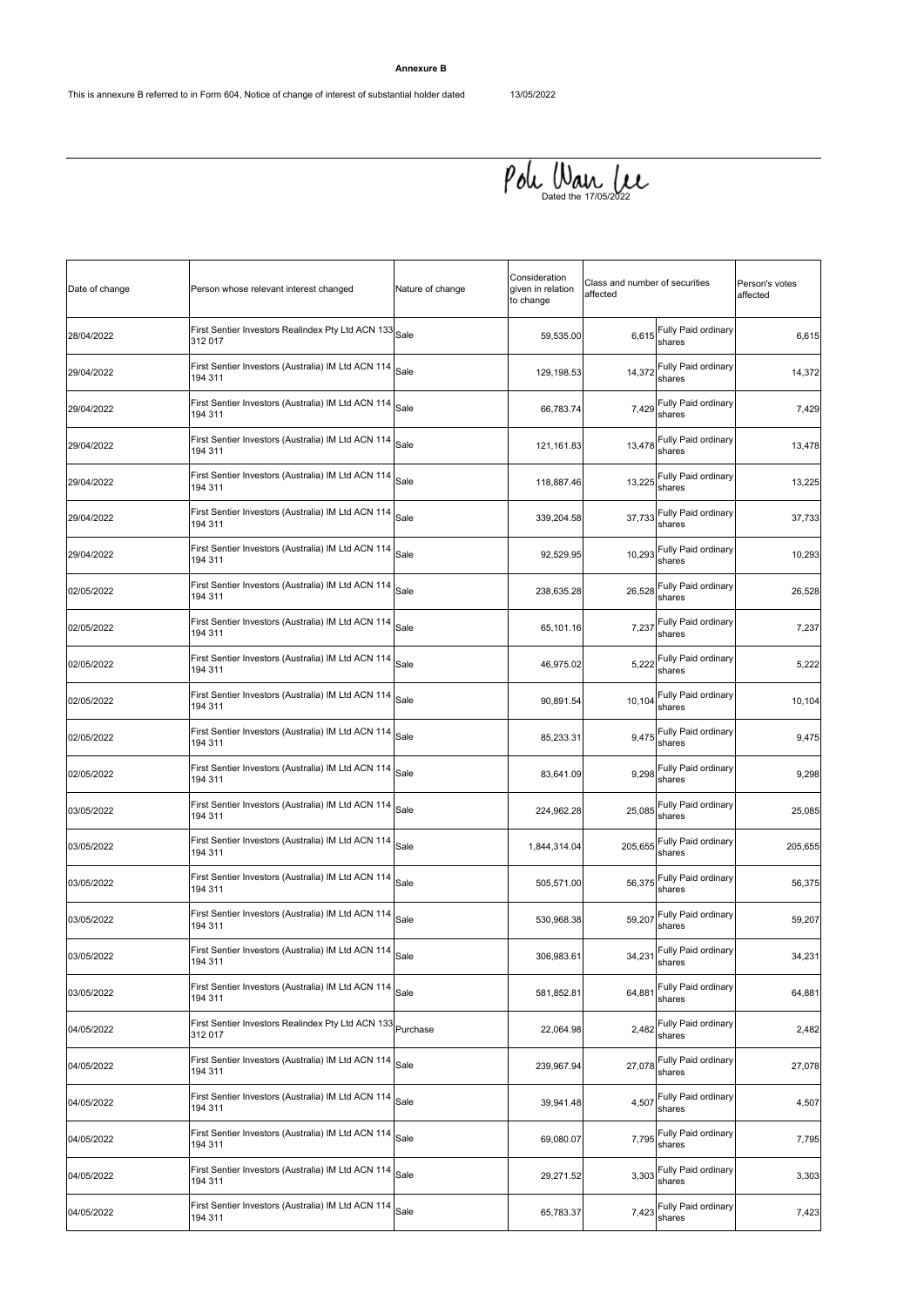**Annexure B**

This is annexure B referred to in Form 604, Notice of change of interest of substantial holder dated 13/05/2022

Pok Wan Lee
Dated the 17/05/2022

| Date of change | Person whose relevant interest changed | Nature of change | Consideration given in relation to change | Class and number of securities affected | | Person's votes affected |
|---|---|---|---|---|---|---|
| 28/04/2022 | First Sentier Investors Realindex Pty Ltd ACN 133 312 017 | Sale | 59,535.00 | 6,615 | Fully Paid ordinary shares | 6,615 |
| 29/04/2022 | First Sentier Investors (Australia) IM Ltd ACN 114 194 311 | Sale | 129,198.53 | 14,372 | Fully Paid ordinary shares | 14,372 |
| 29/04/2022 | First Sentier Investors (Australia) IM Ltd ACN 114 194 311 | Sale | 66,783.74 | 7,429 | Fully Paid ordinary shares | 7,429 |
| 29/04/2022 | First Sentier Investors (Australia) IM Ltd ACN 114 194 311 | Sale | 121,161.83 | 13,478 | Fully Paid ordinary shares | 13,478 |
| 29/04/2022 | First Sentier Investors (Australia) IM Ltd ACN 114 194 311 | Sale | 118,887.46 | 13,225 | Fully Paid ordinary shares | 13,225 |
| 29/04/2022 | First Sentier Investors (Australia) IM Ltd ACN 114 194 311 | Sale | 339,204.58 | 37,733 | Fully Paid ordinary shares | 37,733 |
| 29/04/2022 | First Sentier Investors (Australia) IM Ltd ACN 114 194 311 | Sale | 92,529.95 | 10,293 | Fully Paid ordinary shares | 10,293 |
| 02/05/2022 | First Sentier Investors (Australia) IM Ltd ACN 114 194 311 | Sale | 238,635.28 | 26,528 | Fully Paid ordinary shares | 26,528 |
| 02/05/2022 | First Sentier Investors (Australia) IM Ltd ACN 114 194 311 | Sale | 65,101.16 | 7,237 | Fully Paid ordinary shares | 7,237 |
| 02/05/2022 | First Sentier Investors (Australia) IM Ltd ACN 114 194 311 | Sale | 46,975.02 | 5,222 | Fully Paid ordinary shares | 5,222 |
| 02/05/2022 | First Sentier Investors (Australia) IM Ltd ACN 114 194 311 | Sale | 90,891.54 | 10,104 | Fully Paid ordinary shares | 10,104 |
| 02/05/2022 | First Sentier Investors (Australia) IM Ltd ACN 114 194 311 | Sale | 85,233.31 | 9,475 | Fully Paid ordinary shares | 9,475 |
| 02/05/2022 | First Sentier Investors (Australia) IM Ltd ACN 114 194 311 | Sale | 83,641.09 | 9,298 | Fully Paid ordinary shares | 9,298 |
| 03/05/2022 | First Sentier Investors (Australia) IM Ltd ACN 114 194 311 | Sale | 224,962.28 | 25,085 | Fully Paid ordinary shares | 25,085 |
| 03/05/2022 | First Sentier Investors (Australia) IM Ltd ACN 114 194 311 | Sale | 1,844,314.04 | 205,655 | Fully Paid ordinary shares | 205,655 |
| 03/05/2022 | First Sentier Investors (Australia) IM Ltd ACN 114 194 311 | Sale | 505,571.00 | 56,375 | Fully Paid ordinary shares | 56,375 |
| 03/05/2022 | First Sentier Investors (Australia) IM Ltd ACN 114 194 311 | Sale | 530,968.38 | 59,207 | Fully Paid ordinary shares | 59,207 |
| 03/05/2022 | First Sentier Investors (Australia) IM Ltd ACN 114 194 311 | Sale | 306,983.61 | 34,231 | Fully Paid ordinary shares | 34,231 |
| 03/05/2022 | First Sentier Investors (Australia) IM Ltd ACN 114 194 311 | Sale | 581,852.81 | 64,881 | Fully Paid ordinary shares | 64,881 |
| 04/05/2022 | First Sentier Investors Realindex Pty Ltd ACN 133 312 017 | Purchase | 22,064.98 | 2,482 | Fully Paid ordinary shares | 2,482 |
| 04/05/2022 | First Sentier Investors (Australia) IM Ltd ACN 114 194 311 | Sale | 239,967.94 | 27,078 | Fully Paid ordinary shares | 27,078 |
| 04/05/2022 | First Sentier Investors (Australia) IM Ltd ACN 114 194 311 | Sale | 39,941.48 | 4,507 | Fully Paid ordinary shares | 4,507 |
| 04/05/2022 | First Sentier Investors (Australia) IM Ltd ACN 114 194 311 | Sale | 69,080.07 | 7,795 | Fully Paid ordinary shares | 7,795 |
| 04/05/2022 | First Sentier Investors (Australia) IM Ltd ACN 114 194 311 | Sale | 29,271.52 | 3,303 | Fully Paid ordinary shares | 3,303 |
| 04/05/2022 | First Sentier Investors (Australia) IM Ltd ACN 114 194 311 | Sale | 65,783.37 | 7,423 | Fully Paid ordinary shares | 7,423 |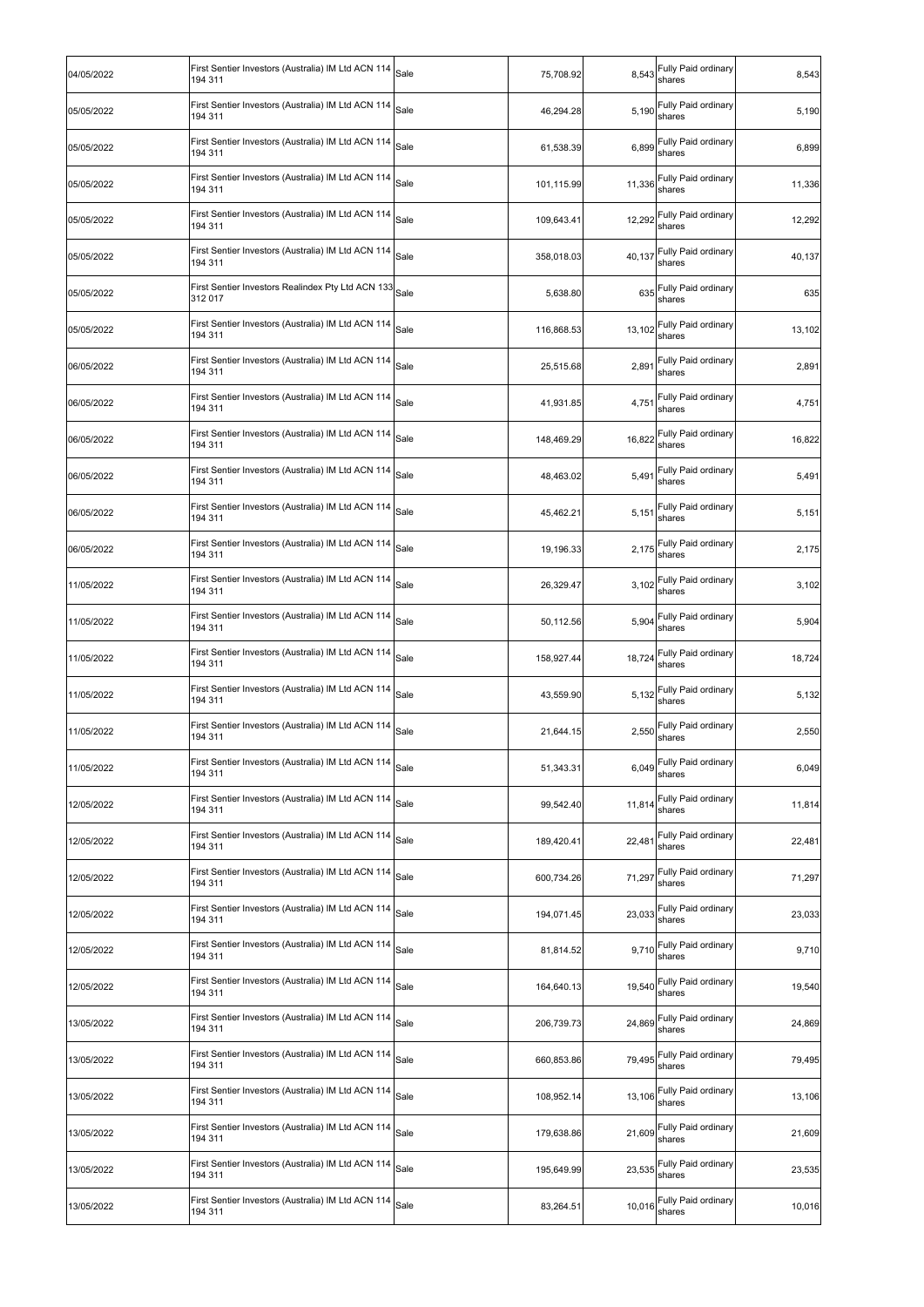| | | | | | | |
|---|---|---|---|---|---|---|
| 04/05/2022 | First Sentier Investors (Australia) IM Ltd ACN 114 194 311 | Sale | 75,708.92 | 8,543 | Fully Paid ordinary shares | 8,543 |
| 05/05/2022 | First Sentier Investors (Australia) IM Ltd ACN 114 194 311 | Sale | 46,294.28 | 5,190 | Fully Paid ordinary shares | 5,190 |
| 05/05/2022 | First Sentier Investors (Australia) IM Ltd ACN 114 194 311 | Sale | 61,538.39 | 6,899 | Fully Paid ordinary shares | 6,899 |
| 05/05/2022 | First Sentier Investors (Australia) IM Ltd ACN 114 194 311 | Sale | 101,115.99 | 11,336 | Fully Paid ordinary shares | 11,336 |
| 05/05/2022 | First Sentier Investors (Australia) IM Ltd ACN 114 194 311 | Sale | 109,643.41 | 12,292 | Fully Paid ordinary shares | 12,292 |
| 05/05/2022 | First Sentier Investors (Australia) IM Ltd ACN 114 194 311 | Sale | 358,018.03 | 40,137 | Fully Paid ordinary shares | 40,137 |
| 05/05/2022 | First Sentier Investors Realindex Pty Ltd ACN 133 312 017 | Sale | 5,638.80 | 635 | Fully Paid ordinary shares | 635 |
| 05/05/2022 | First Sentier Investors (Australia) IM Ltd ACN 114 194 311 | Sale | 116,868.53 | 13,102 | Fully Paid ordinary shares | 13,102 |
| 06/05/2022 | First Sentier Investors (Australia) IM Ltd ACN 114 194 311 | Sale | 25,515.68 | 2,891 | Fully Paid ordinary shares | 2,891 |
| 06/05/2022 | First Sentier Investors (Australia) IM Ltd ACN 114 194 311 | Sale | 41,931.85 | 4,751 | Fully Paid ordinary shares | 4,751 |
| 06/05/2022 | First Sentier Investors (Australia) IM Ltd ACN 114 194 311 | Sale | 148,469.29 | 16,822 | Fully Paid ordinary shares | 16,822 |
| 06/05/2022 | First Sentier Investors (Australia) IM Ltd ACN 114 194 311 | Sale | 48,463.02 | 5,491 | Fully Paid ordinary shares | 5,491 |
| 06/05/2022 | First Sentier Investors (Australia) IM Ltd ACN 114 194 311 | Sale | 45,462.21 | 5,151 | Fully Paid ordinary shares | 5,151 |
| 06/05/2022 | First Sentier Investors (Australia) IM Ltd ACN 114 194 311 | Sale | 19,196.33 | 2,175 | Fully Paid ordinary shares | 2,175 |
| 11/05/2022 | First Sentier Investors (Australia) IM Ltd ACN 114 194 311 | Sale | 26,329.47 | 3,102 | Fully Paid ordinary shares | 3,102 |
| 11/05/2022 | First Sentier Investors (Australia) IM Ltd ACN 114 194 311 | Sale | 50,112.56 | 5,904 | Fully Paid ordinary shares | 5,904 |
| 11/05/2022 | First Sentier Investors (Australia) IM Ltd ACN 114 194 311 | Sale | 158,927.44 | 18,724 | Fully Paid ordinary shares | 18,724 |
| 11/05/2022 | First Sentier Investors (Australia) IM Ltd ACN 114 194 311 | Sale | 43,559.90 | 5,132 | Fully Paid ordinary shares | 5,132 |
| 11/05/2022 | First Sentier Investors (Australia) IM Ltd ACN 114 194 311 | Sale | 21,644.15 | 2,550 | Fully Paid ordinary shares | 2,550 |
| 11/05/2022 | First Sentier Investors (Australia) IM Ltd ACN 114 194 311 | Sale | 51,343.31 | 6,049 | Fully Paid ordinary shares | 6,049 |
| 12/05/2022 | First Sentier Investors (Australia) IM Ltd ACN 114 194 311 | Sale | 99,542.40 | 11,814 | Fully Paid ordinary shares | 11,814 |
| 12/05/2022 | First Sentier Investors (Australia) IM Ltd ACN 114 194 311 | Sale | 189,420.41 | 22,481 | Fully Paid ordinary shares | 22,481 |
| 12/05/2022 | First Sentier Investors (Australia) IM Ltd ACN 114 194 311 | Sale | 600,734.26 | 71,297 | Fully Paid ordinary shares | 71,297 |
| 12/05/2022 | First Sentier Investors (Australia) IM Ltd ACN 114 194 311 | Sale | 194,071.45 | 23,033 | Fully Paid ordinary shares | 23,033 |
| 12/05/2022 | First Sentier Investors (Australia) IM Ltd ACN 114 194 311 | Sale | 81,814.52 | 9,710 | Fully Paid ordinary shares | 9,710 |
| 12/05/2022 | First Sentier Investors (Australia) IM Ltd ACN 114 194 311 | Sale | 164,640.13 | 19,540 | Fully Paid ordinary shares | 19,540 |
| 13/05/2022 | First Sentier Investors (Australia) IM Ltd ACN 114 194 311 | Sale | 206,739.73 | 24,869 | Fully Paid ordinary shares | 24,869 |
| 13/05/2022 | First Sentier Investors (Australia) IM Ltd ACN 114 194 311 | Sale | 660,853.86 | 79,495 | Fully Paid ordinary shares | 79,495 |
| 13/05/2022 | First Sentier Investors (Australia) IM Ltd ACN 114 194 311 | Sale | 108,952.14 | 13,106 | Fully Paid ordinary shares | 13,106 |
| 13/05/2022 | First Sentier Investors (Australia) IM Ltd ACN 114 194 311 | Sale | 179,638.86 | 21,609 | Fully Paid ordinary shares | 21,609 |
| 13/05/2022 | First Sentier Investors (Australia) IM Ltd ACN 114 194 311 | Sale | 195,649.99 | 23,535 | Fully Paid ordinary shares | 23,535 |
| 13/05/2022 | First Sentier Investors (Australia) IM Ltd ACN 114 194 311 | Sale | 83,264.51 | 10,016 | Fully Paid ordinary shares | 10,016 |